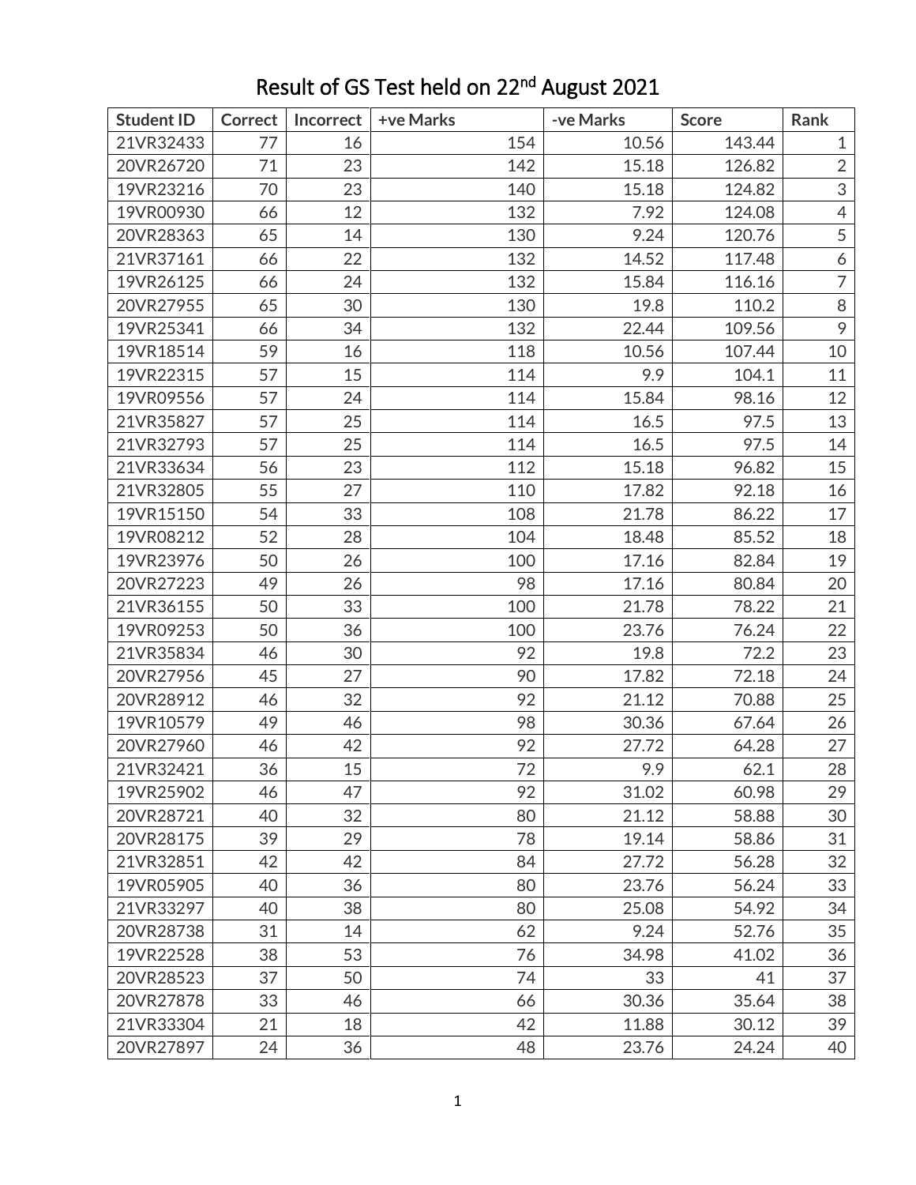# Result of GS Test held on 22nd August 2021

| Student ID | Correct | Incorrect | +ve Marks | -ve Marks | Score | Rank |
|---|---|---|---|---|---|---|
| 21VR32433 | 77 | 16 | 154 | 10.56 | 143.44 | 1 |
| 20VR26720 | 71 | 23 | 142 | 15.18 | 126.82 | 2 |
| 19VR23216 | 70 | 23 | 140 | 15.18 | 124.82 | 3 |
| 19VR00930 | 66 | 12 | 132 | 7.92 | 124.08 | 4 |
| 20VR28363 | 65 | 14 | 130 | 9.24 | 120.76 | 5 |
| 21VR37161 | 66 | 22 | 132 | 14.52 | 117.48 | 6 |
| 19VR26125 | 66 | 24 | 132 | 15.84 | 116.16 | 7 |
| 20VR27955 | 65 | 30 | 130 | 19.8 | 110.2 | 8 |
| 19VR25341 | 66 | 34 | 132 | 22.44 | 109.56 | 9 |
| 19VR18514 | 59 | 16 | 118 | 10.56 | 107.44 | 10 |
| 19VR22315 | 57 | 15 | 114 | 9.9 | 104.1 | 11 |
| 19VR09556 | 57 | 24 | 114 | 15.84 | 98.16 | 12 |
| 21VR35827 | 57 | 25 | 114 | 16.5 | 97.5 | 13 |
| 21VR32793 | 57 | 25 | 114 | 16.5 | 97.5 | 14 |
| 21VR33634 | 56 | 23 | 112 | 15.18 | 96.82 | 15 |
| 21VR32805 | 55 | 27 | 110 | 17.82 | 92.18 | 16 |
| 19VR15150 | 54 | 33 | 108 | 21.78 | 86.22 | 17 |
| 19VR08212 | 52 | 28 | 104 | 18.48 | 85.52 | 18 |
| 19VR23976 | 50 | 26 | 100 | 17.16 | 82.84 | 19 |
| 20VR27223 | 49 | 26 | 98 | 17.16 | 80.84 | 20 |
| 21VR36155 | 50 | 33 | 100 | 21.78 | 78.22 | 21 |
| 19VR09253 | 50 | 36 | 100 | 23.76 | 76.24 | 22 |
| 21VR35834 | 46 | 30 | 92 | 19.8 | 72.2 | 23 |
| 20VR27956 | 45 | 27 | 90 | 17.82 | 72.18 | 24 |
| 20VR28912 | 46 | 32 | 92 | 21.12 | 70.88 | 25 |
| 19VR10579 | 49 | 46 | 98 | 30.36 | 67.64 | 26 |
| 20VR27960 | 46 | 42 | 92 | 27.72 | 64.28 | 27 |
| 21VR32421 | 36 | 15 | 72 | 9.9 | 62.1 | 28 |
| 19VR25902 | 46 | 47 | 92 | 31.02 | 60.98 | 29 |
| 20VR28721 | 40 | 32 | 80 | 21.12 | 58.88 | 30 |
| 20VR28175 | 39 | 29 | 78 | 19.14 | 58.86 | 31 |
| 21VR32851 | 42 | 42 | 84 | 27.72 | 56.28 | 32 |
| 19VR05905 | 40 | 36 | 80 | 23.76 | 56.24 | 33 |
| 21VR33297 | 40 | 38 | 80 | 25.08 | 54.92 | 34 |
| 20VR28738 | 31 | 14 | 62 | 9.24 | 52.76 | 35 |
| 19VR22528 | 38 | 53 | 76 | 34.98 | 41.02 | 36 |
| 20VR28523 | 37 | 50 | 74 | 33 | 41 | 37 |
| 20VR27878 | 33 | 46 | 66 | 30.36 | 35.64 | 38 |
| 21VR33304 | 21 | 18 | 42 | 11.88 | 30.12 | 39 |
| 20VR27897 | 24 | 36 | 48 | 23.76 | 24.24 | 40 |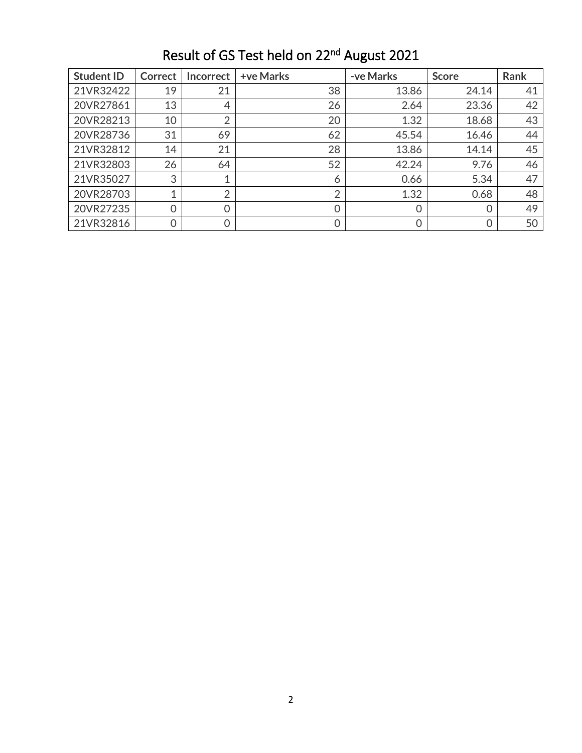# Result of GS Test held on 22nd August 2021

| Student ID | Correct | Incorrect | +ve Marks | -ve Marks | Score | Rank |
|---|---|---|---|---|---|---|
| 21VR32422 | 19 | 21 | 38 | 13.86 | 24.14 | 41 |
| 20VR27861 | 13 | 4 | 26 | 2.64 | 23.36 | 42 |
| 20VR28213 | 10 | 2 | 20 | 1.32 | 18.68 | 43 |
| 20VR28736 | 31 | 69 | 62 | 45.54 | 16.46 | 44 |
| 21VR32812 | 14 | 21 | 28 | 13.86 | 14.14 | 45 |
| 21VR32803 | 26 | 64 | 52 | 42.24 | 9.76 | 46 |
| 21VR35027 | 3 | 1 | 6 | 0.66 | 5.34 | 47 |
| 20VR28703 | 1 | 2 | 2 | 1.32 | 0.68 | 48 |
| 20VR27235 | 0 | 0 | 0 | 0 | 0 | 49 |
| 21VR32816 | 0 | 0 | 0 | 0 | 0 | 50 |